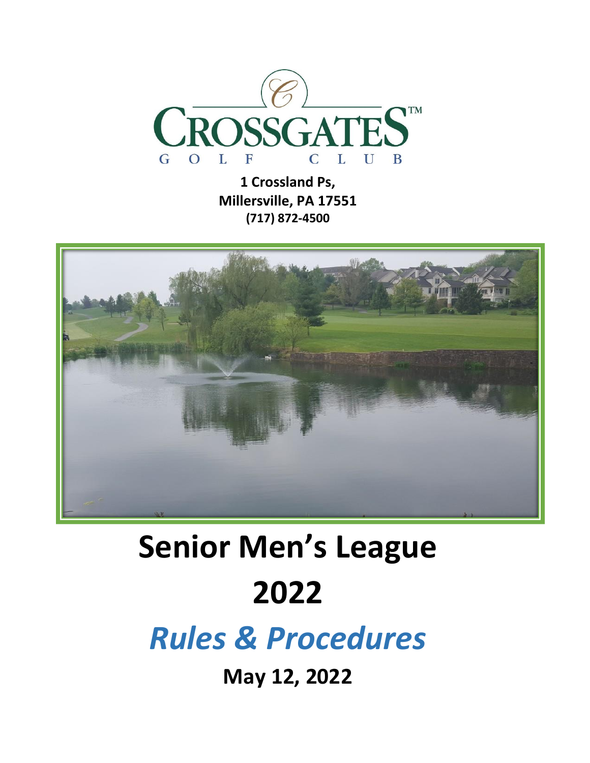CROSSGATES™

GOLF CLUB

**1 Crossland Ps,**
**Millersville, PA 17551**
**(717) 872-4500**

# Senior Men's League

# 2022

## *Rules & Procedures*

**May 12, 2022**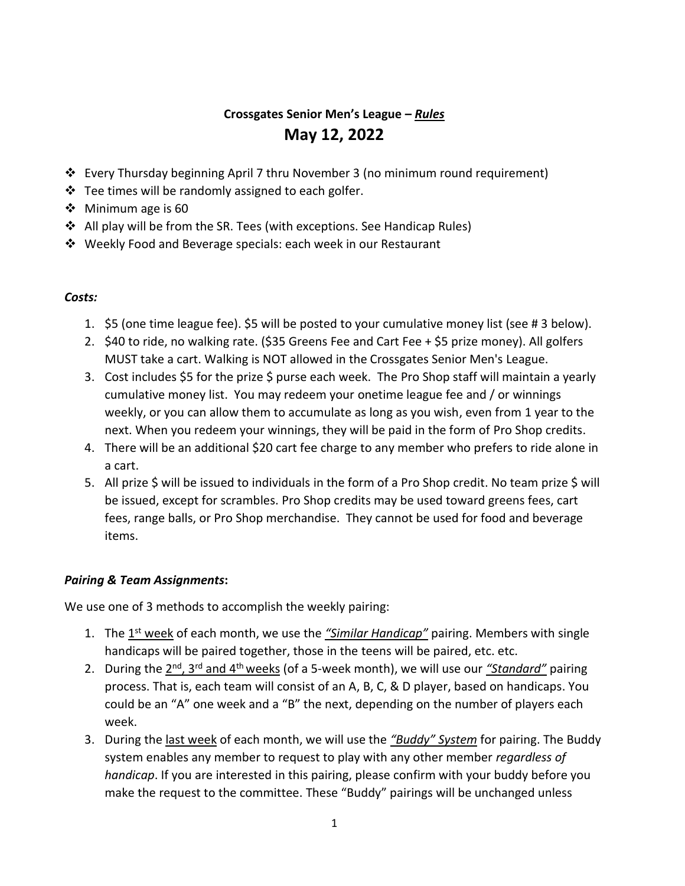**Crossgates Senior Men's League – *Rules***

# May 12, 2022

- Every Thursday beginning April 7 thru November 3 (no minimum round requirement)
- Tee times will be randomly assigned to each golfer.
- Minimum age is 60
- All play will be from the SR. Tees (with exceptions. See Handicap Rules)
- Weekly Food and Beverage specials: each week in our Restaurant

### *Costs:*

1. $5 (one time league fee). $5 will be posted to your cumulative money list (see # 3 below).
2. $40 to ride, no walking rate. ($35 Greens Fee and Cart Fee + $5 prize money). All golfers MUST take a cart. Walking is NOT allowed in the Crossgates Senior Men's League.
3. Cost includes $5 for the prize $ purse each week. The Pro Shop staff will maintain a yearly cumulative money list. You may redeem your onetime league fee and / or winnings weekly, or you can allow them to accumulate as long as you wish, even from 1 year to the next. When you redeem your winnings, they will be paid in the form of Pro Shop credits.
4. There will be an additional $20 cart fee charge to any member who prefers to ride alone in a cart.
5. All prize $ will be issued to individuals in the form of a Pro Shop credit. No team prize $ will be issued, except for scrambles. Pro Shop credits may be used toward greens fees, cart fees, range balls, or Pro Shop merchandise. They cannot be used for food and beverage items.

### *Pairing & Team Assignments*:

We use one of 3 methods to accomplish the weekly pairing:

1. The 1st week of each month, we use the ***"Similar Handicap"*** pairing. Members with single handicaps will be paired together, those in the teens will be paired, etc. etc.
2. During the 2nd, 3rd and 4th weeks (of a 5-week month), we will use our ***"Standard"*** pairing process. That is, each team will consist of an A, B, C, & D player, based on handicaps. You could be an "A" one week and a "B" the next, depending on the number of players each week.
3. During the last week of each month, we will use the ***"Buddy" System*** for pairing. The Buddy system enables any member to request to play with any other member *regardless of handicap*. If you are interested in this pairing, please confirm with your buddy before you make the request to the committee. These "Buddy" pairings will be unchanged unless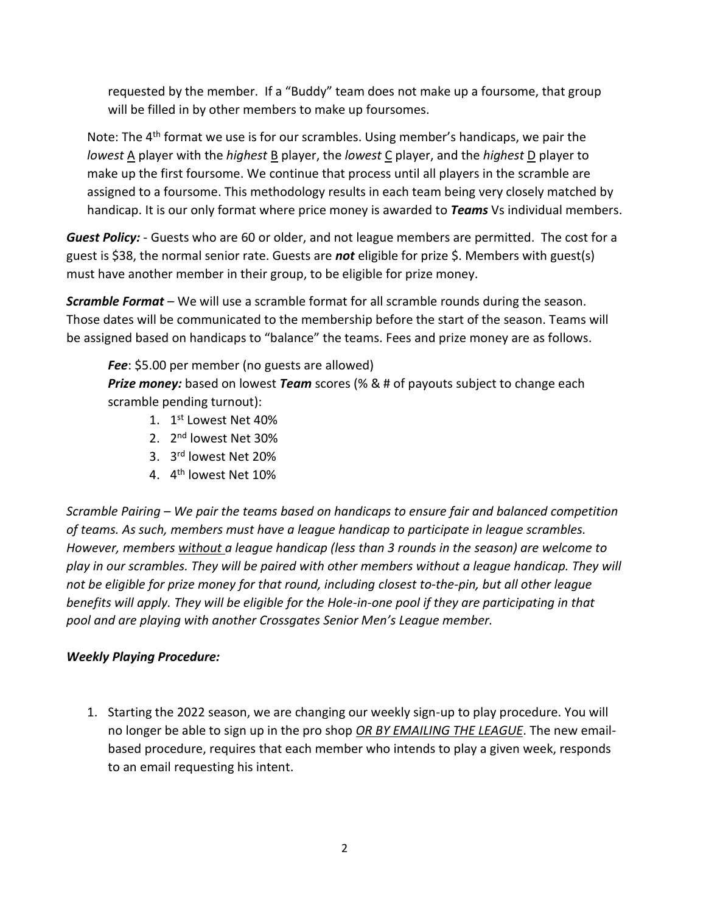requested by the member. If a "Buddy" team does not make up a foursome, that group will be filled in by other members to make up foursomes.

Note: The 4th format we use is for our scrambles. Using member's handicaps, we pair the *lowest* A player with the *highest* B player, the *lowest* C player, and the *highest* D player to make up the first foursome. We continue that process until all players in the scramble are assigned to a foursome. This methodology results in each team being very closely matched by handicap. It is our only format where price money is awarded to ***Teams*** Vs individual members.

***Guest Policy:*** - Guests who are 60 or older, and not league members are permitted. The cost for a guest is $38, the normal senior rate. Guests are ***not*** eligible for prize $. Members with guest(s) must have another member in their group, to be eligible for prize money.

***Scramble Format*** – We will use a scramble format for all scramble rounds during the season. Those dates will be communicated to the membership before the start of the season. Teams will be assigned based on handicaps to "balance" the teams. Fees and prize money are as follows.

***Fee***: $5.00 per member (no guests are allowed)
***Prize money:*** based on lowest ***Team*** scores (% & # of payouts subject to change each scramble pending turnout):

1. 1st Lowest Net 40%
2. 2nd lowest Net 30%
3. 3rd lowest Net 20%
4. 4th lowest Net 10%

*Scramble Pairing – We pair the teams based on handicaps to ensure fair and balanced competition of teams. As such, members must have a league handicap to participate in league scrambles. However, members without a league handicap (less than 3 rounds in the season) are welcome to play in our scrambles. They will be paired with other members without a league handicap. They will not be eligible for prize money for that round, including closest to-the-pin, but all other league benefits will apply. They will be eligible for the Hole-in-one pool if they are participating in that pool and are playing with another Crossgates Senior Men's League member.*

***Weekly Playing Procedure:***

1. Starting the 2022 season, we are changing our weekly sign-up to play procedure. You will no longer be able to sign up in the pro shop *OR BY EMAILING THE LEAGUE*. The new email-based procedure, requires that each member who intends to play a given week, responds to an email requesting his intent.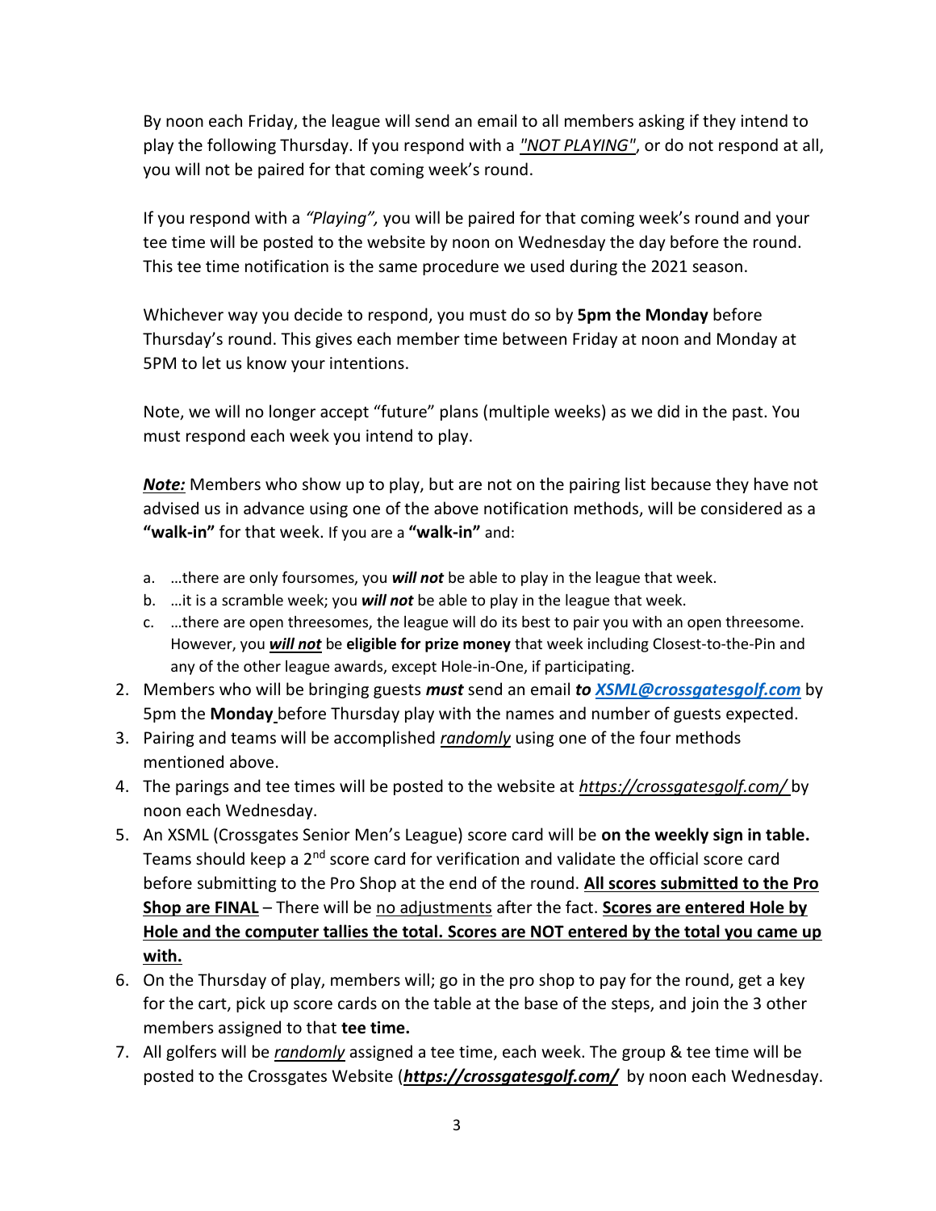By noon each Friday, the league will send an email to all members asking if they intend to play the following Thursday. If you respond with a *"NOT PLAYING"*, or do not respond at all, you will not be paired for that coming week's round.

If you respond with a *"Playing",* you will be paired for that coming week's round and your tee time will be posted to the website by noon on Wednesday the day before the round. This tee time notification is the same procedure we used during the 2021 season.

Whichever way you decide to respond, you must do so by **5pm the Monday** before Thursday's round. This gives each member time between Friday at noon and Monday at 5PM to let us know your intentions.

Note, we will no longer accept "future" plans (multiple weeks) as we did in the past. You must respond each week you intend to play.

***Note:*** Members who show up to play, but are not on the pairing list because they have not advised us in advance using one of the above notification methods, will be considered as a **"walk-in"** for that week. If you are a **"walk-in"** and:

a. …there are only foursomes, you ***will not*** be able to play in the league that week.
b. …it is a scramble week; you ***will not*** be able to play in the league that week.
c. …there are open threesomes, the league will do its best to pair you with an open threesome. However, you ***will not*** be **eligible for prize money** that week including Closest-to-the-Pin and any of the other league awards, except Hole-in-One, if participating.

2. Members who will be bringing guests ***must*** send an email ***to [XSML@crossgatesgolf.com](mailto:XSML@crossgatesgolf.com)*** by 5pm the **Monday** before Thursday play with the names and number of guests expected.
3. Pairing and teams will be accomplished *randomly* using one of the four methods mentioned above.
4. The parings and tee times will be posted to the website at *https://crossgatesgolf.com/* by noon each Wednesday.
5. An XSML (Crossgates Senior Men's League) score card will be **on the weekly sign in table.** Teams should keep a 2nd score card for verification and validate the official score card before submitting to the Pro Shop at the end of the round. **All scores submitted to the Pro Shop are FINAL** – There will be no adjustments after the fact. **Scores are entered Hole by Hole and the computer tallies the total. Scores are NOT entered by the total you came up with.**
6. On the Thursday of play, members will; go in the pro shop to pay for the round, get a key for the cart, pick up score cards on the table at the base of the steps, and join the 3 other members assigned to that **tee time.**
7. All golfers will be *randomly* assigned a tee time, each week. The group & tee time will be posted to the Crossgates Website (***https://crossgatesgolf.com/*** by noon each Wednesday.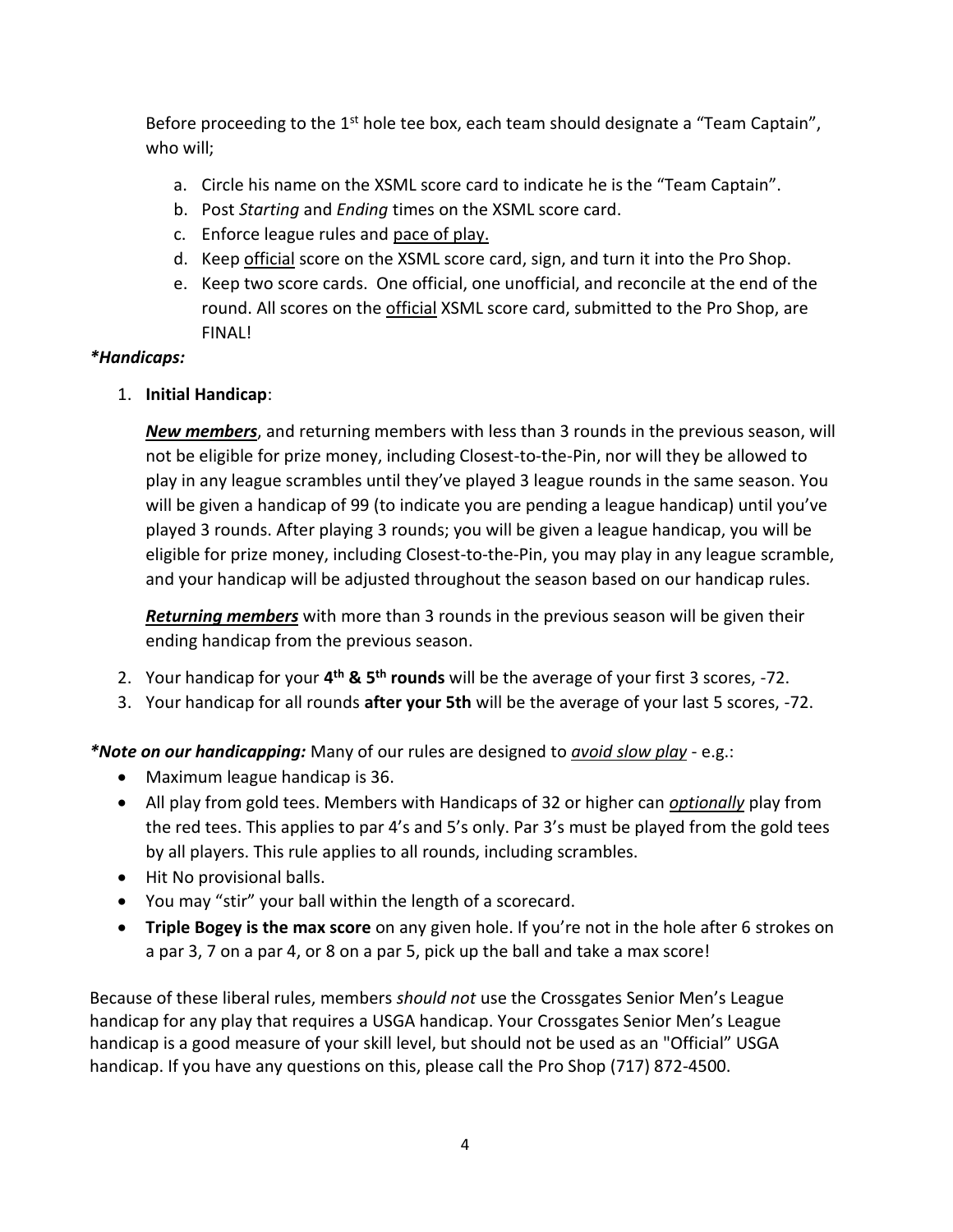Before proceeding to the 1st hole tee box, each team should designate a "Team Captain", who will;

a. Circle his name on the XSML score card to indicate he is the "Team Captain".
b. Post *Starting* and *Ending* times on the XSML score card.
c. Enforce league rules and pace of play.
d. Keep official score on the XSML score card, sign, and turn it into the Pro Shop.
e. Keep two score cards. One official, one unofficial, and reconcile at the end of the round. All scores on the official XSML score card, submitted to the Pro Shop, are FINAL!

***Handicaps:***

1. **Initial Handicap**:

   ***New members***, and returning members with less than 3 rounds in the previous season, will not be eligible for prize money, including Closest-to-the-Pin, nor will they be allowed to play in any league scrambles until they've played 3 league rounds in the same season. You will be given a handicap of 99 (to indicate you are pending a league handicap) until you've played 3 rounds. After playing 3 rounds; you will be given a league handicap, you will be eligible for prize money, including Closest-to-the-Pin, you may play in any league scramble, and your handicap will be adjusted throughout the season based on our handicap rules.

   ***Returning members*** with more than 3 rounds in the previous season will be given their ending handicap from the previous season.

2. Your handicap for your **4th & 5th rounds** will be the average of your first 3 scores, -72.
3. Your handicap for all rounds **after your 5th** will be the average of your last 5 scores, -72.

***Note on our handicapping:*** Many of our rules are designed to *avoid slow play* - e.g.:

- Maximum league handicap is 36.
- All play from gold tees. Members with Handicaps of 32 or higher can *optionally* play from the red tees. This applies to par 4's and 5's only. Par 3's must be played from the gold tees by all players. This rule applies to all rounds, including scrambles.
- Hit No provisional balls.
- You may "stir" your ball within the length of a scorecard.
- **Triple Bogey is the max score** on any given hole. If you're not in the hole after 6 strokes on a par 3, 7 on a par 4, or 8 on a par 5, pick up the ball and take a max score!

Because of these liberal rules, members *should not* use the Crossgates Senior Men's League handicap for any play that requires a USGA handicap. Your Crossgates Senior Men's League handicap is a good measure of your skill level, but should not be used as an "Official" USGA handicap. If you have any questions on this, please call the Pro Shop (717) 872-4500.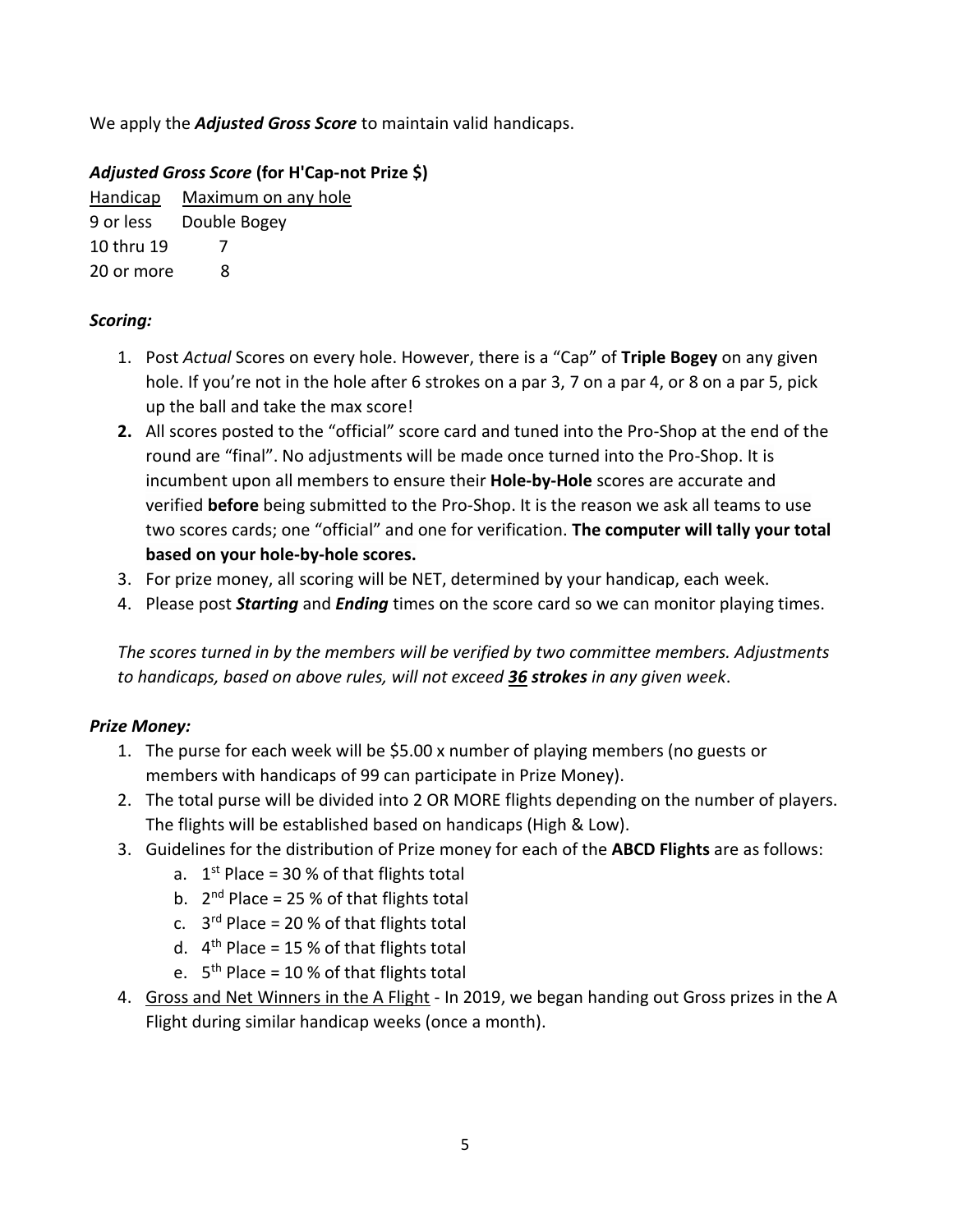We apply the ***Adjusted Gross Score*** to maintain valid handicaps.

### ***Adjusted Gross Score*** **(for H'Cap-not Prize $)**

| Handicap | Maximum on any hole |
|---|---|
| 9 or less | Double Bogey |
| 10 thru 19 | 7 |
| 20 or more | 8 |

### ***Scoring:***

1. Post *Actual* Scores on every hole. However, there is a "Cap" of **Triple Bogey** on any given hole. If you're not in the hole after 6 strokes on a par 3, 7 on a par 4, or 8 on a par 5, pick up the ball and take the max score!
2. All scores posted to the "official" score card and tuned into the Pro-Shop at the end of the round are "final". No adjustments will be made once turned into the Pro-Shop. It is incumbent upon all members to ensure their **Hole-by-Hole** scores are accurate and verified **before** being submitted to the Pro-Shop. It is the reason we ask all teams to use two scores cards; one "official" and one for verification. **The computer will tally your total based on your hole-by-hole scores.**
3. For prize money, all scoring will be NET, determined by your handicap, each week.
4. Please post ***Starting*** and ***Ending*** times on the score card so we can monitor playing times.

*The scores turned in by the members will be verified by two committee members. Adjustments to handicaps, based on above rules, will not exceed **36 strokes** in any given week*.

### ***Prize Money:***

1. The purse for each week will be $5.00 x number of playing members (no guests or members with handicaps of 99 can participate in Prize Money).
2. The total purse will be divided into 2 OR MORE flights depending on the number of players. The flights will be established based on handicaps (High & Low).
3. Guidelines for the distribution of Prize money for each of the **ABCD Flights** are as follows:
   a. 1st Place = 30 % of that flights total
   b. 2nd Place = 25 % of that flights total
   c. 3rd Place = 20 % of that flights total
   d. 4th Place = 15 % of that flights total
   e. 5th Place = 10 % of that flights total
4. Gross and Net Winners in the A Flight - In 2019, we began handing out Gross prizes in the A Flight during similar handicap weeks (once a month).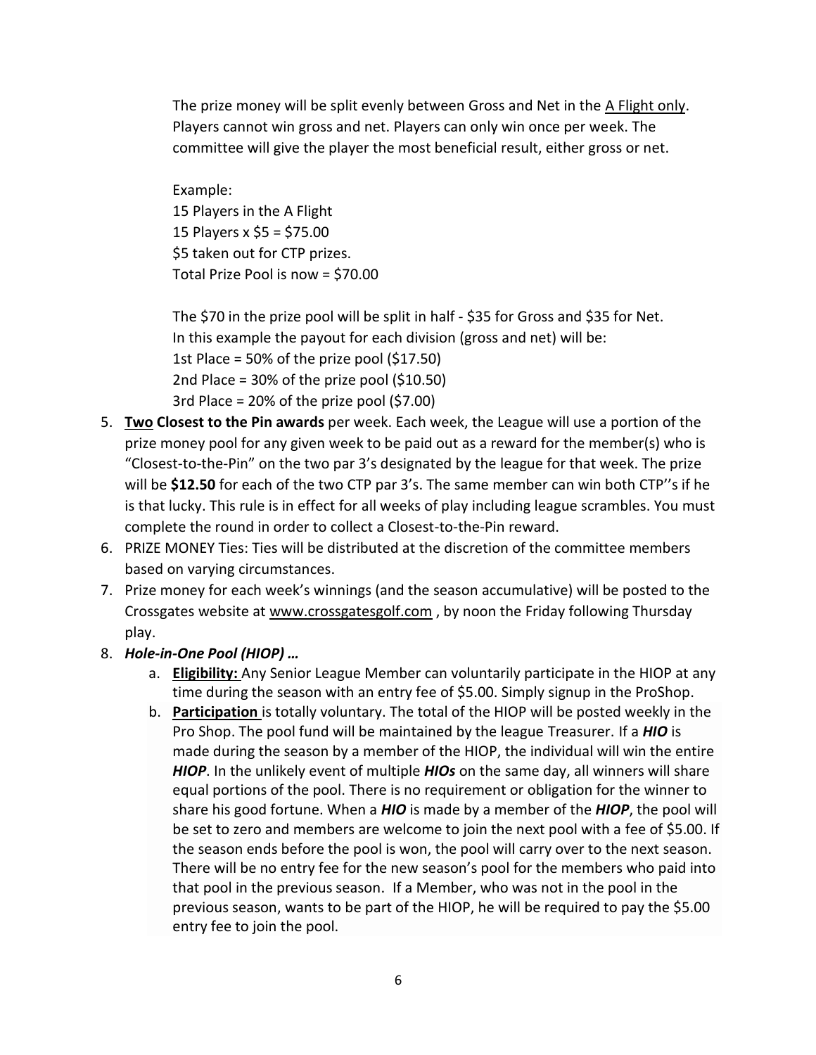The prize money will be split evenly between Gross and Net in the <u>A Flight only</u>. Players cannot win gross and net. Players can only win once per week. The committee will give the player the most beneficial result, either gross or net.

Example:
15 Players in the A Flight
15 Players x $5 = $75.00
$5 taken out for CTP prizes.
Total Prize Pool is now = $70.00

The $70 in the prize pool will be split in half - $35 for Gross and $35 for Net.
In this example the payout for each division (gross and net) will be:
1st Place = 50% of the prize pool ($17.50)
2nd Place = 30% of the prize pool ($10.50)
3rd Place = 20% of the prize pool ($7.00)

5. **<u>Two</u> Closest to the Pin awards** per week. Each week, the League will use a portion of the prize money pool for any given week to be paid out as a reward for the member(s) who is "Closest-to-the-Pin" on the two par 3's designated by the league for that week. The prize will be **$12.50** for each of the two CTP par 3's. The same member can win both CTP''s if he is that lucky. This rule is in effect for all weeks of play including league scrambles. You must complete the round in order to collect a Closest-to-the-Pin reward.
6. PRIZE MONEY Ties: Ties will be distributed at the discretion of the committee members based on varying circumstances.
7. Prize money for each week's winnings (and the season accumulative) will be posted to the Crossgates website at www.crossgatesgolf.com , by noon the Friday following Thursday play.
8. ***Hole-in-One Pool (HIOP) …***
    a. **<u>Eligibility:</u>** Any Senior League Member can voluntarily participate in the HIOP at any time during the season with an entry fee of $5.00. Simply signup in the ProShop.
    b. **<u>Participation</u>** is totally voluntary. The total of the HIOP will be posted weekly in the Pro Shop. The pool fund will be maintained by the league Treasurer. If a ***HIO*** is made during the season by a member of the HIOP, the individual will win the entire ***HIOP***. In the unlikely event of multiple ***HIOs*** on the same day, all winners will share equal portions of the pool. There is no requirement or obligation for the winner to share his good fortune. When a ***HIO*** is made by a member of the ***HIOP***, the pool will be set to zero and members are welcome to join the next pool with a fee of $5.00. If the season ends before the pool is won, the pool will carry over to the next season. There will be no entry fee for the new season's pool for the members who paid into that pool in the previous season. If a Member, who was not in the pool in the previous season, wants to be part of the HIOP, he will be required to pay the $5.00 entry fee to join the pool.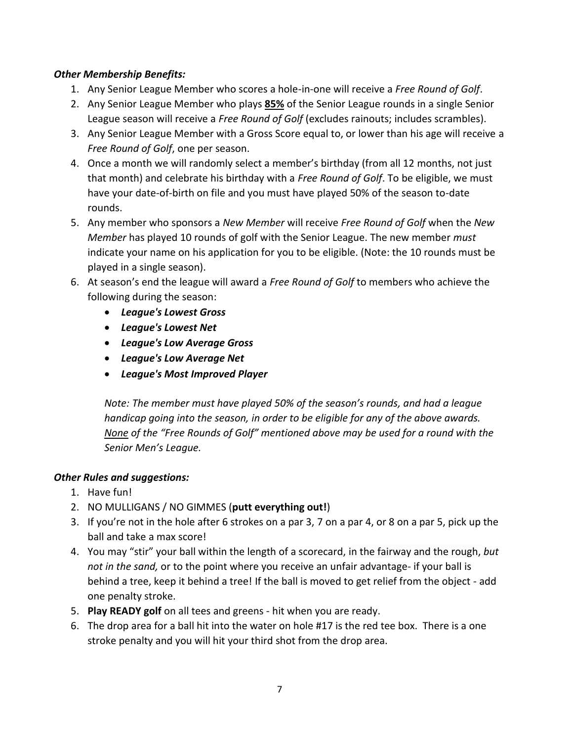***Other Membership Benefits:***

1. Any Senior League Member who scores a hole-in-one will receive a *Free Round of Golf*.
2. Any Senior League Member who plays **<u>85%</u>** of the Senior League rounds in a single Senior League season will receive a *Free Round of Golf* (excludes rainouts; includes scrambles).
3. Any Senior League Member with a Gross Score equal to, or lower than his age will receive a *Free Round of Golf*, one per season.
4. Once a month we will randomly select a member's birthday (from all 12 months, not just that month) and celebrate his birthday with a *Free Round of Golf*. To be eligible, we must have your date-of-birth on file and you must have played 50% of the season to-date rounds.
5. Any member who sponsors a *New Member* will receive *Free Round of Golf* when the *New Member* has played 10 rounds of golf with the Senior League. The new member *must* indicate your name on his application for you to be eligible. (Note: the 10 rounds must be played in a single season).
6. At season's end the league will award a *Free Round of Golf* to members who achieve the following during the season:
   - ***League's Lowest Gross***
   - ***League's Lowest Net***
   - ***League's Low Average Gross***
   - ***League's Low Average Net***
   - ***League's Most Improved Player***

   *Note: The member must have played 50% of the season's rounds, and had a league handicap going into the season, in order to be eligible for any of the above awards. <u>None</u> of the "Free Rounds of Golf" mentioned above may be used for a round with the Senior Men's League.*

***Other Rules and suggestions:***

1. Have fun!
2. NO MULLIGANS / NO GIMMES (**putt everything out!**)
3. If you're not in the hole after 6 strokes on a par 3, 7 on a par 4, or 8 on a par 5, pick up the ball and take a max score!
4. You may "stir" your ball within the length of a scorecard, in the fairway and the rough, *but not in the sand,* or to the point where you receive an unfair advantage- if your ball is behind a tree, keep it behind a tree! If the ball is moved to get relief from the object - add one penalty stroke.
5. **Play READY golf** on all tees and greens - hit when you are ready.
6. The drop area for a ball hit into the water on hole #17 is the red tee box. There is a one stroke penalty and you will hit your third shot from the drop area.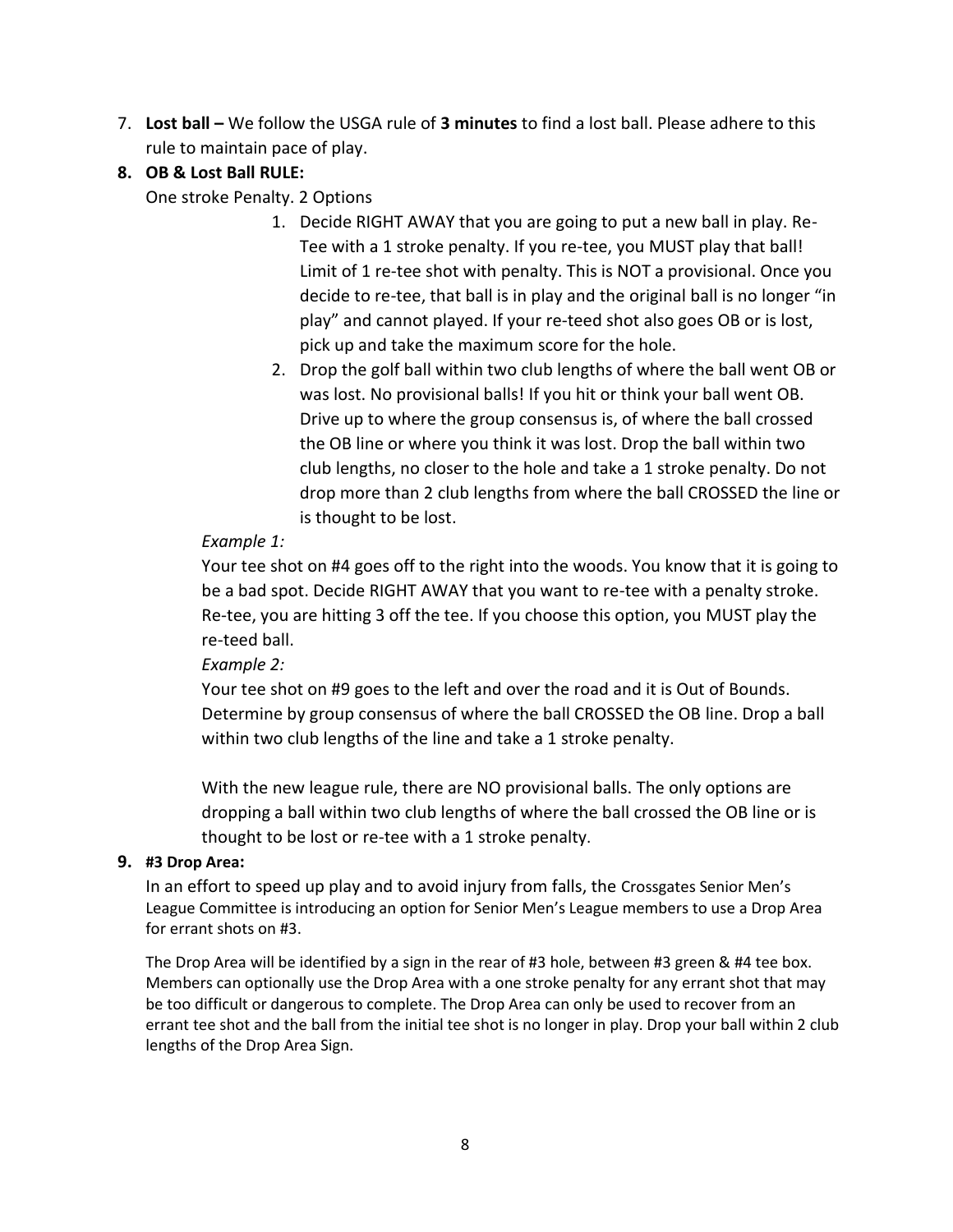7. **Lost ball –** We follow the USGA rule of **3 minutes** to find a lost ball. Please adhere to this rule to maintain pace of play.

8. **OB & Lost Ball RULE:**

   One stroke Penalty. 2 Options

   1. Decide RIGHT AWAY that you are going to put a new ball in play. Re-Tee with a 1 stroke penalty. If you re-tee, you MUST play that ball! Limit of 1 re-tee shot with penalty. This is NOT a provisional. Once you decide to re-tee, that ball is in play and the original ball is no longer "in play" and cannot played. If your re-teed shot also goes OB or is lost, pick up and take the maximum score for the hole.
   2. Drop the golf ball within two club lengths of where the ball went OB or was lost. No provisional balls! If you hit or think your ball went OB. Drive up to where the group consensus is, of where the ball crossed the OB line or where you think it was lost. Drop the ball within two club lengths, no closer to the hole and take a 1 stroke penalty. Do not drop more than 2 club lengths from where the ball CROSSED the line or is thought to be lost.

   *Example 1:*

   Your tee shot on #4 goes off to the right into the woods. You know that it is going to be a bad spot. Decide RIGHT AWAY that you want to re-tee with a penalty stroke. Re-tee, you are hitting 3 off the tee. If you choose this option, you MUST play the re-teed ball.

   *Example 2:*

   Your tee shot on #9 goes to the left and over the road and it is Out of Bounds. Determine by group consensus of where the ball CROSSED the OB line. Drop a ball within two club lengths of the line and take a 1 stroke penalty.

   With the new league rule, there are NO provisional balls. The only options are dropping a ball within two club lengths of where the ball crossed the OB line or is thought to be lost or re-tee with a 1 stroke penalty.

9. **#3 Drop Area:**

   In an effort to speed up play and to avoid injury from falls, the Crossgates Senior Men's League Committee is introducing an option for Senior Men's League members to use a Drop Area for errant shots on #3.

   The Drop Area will be identified by a sign in the rear of #3 hole, between #3 green & #4 tee box. Members can optionally use the Drop Area with a one stroke penalty for any errant shot that may be too difficult or dangerous to complete. The Drop Area can only be used to recover from an errant tee shot and the ball from the initial tee shot is no longer in play. Drop your ball within 2 club lengths of the Drop Area Sign.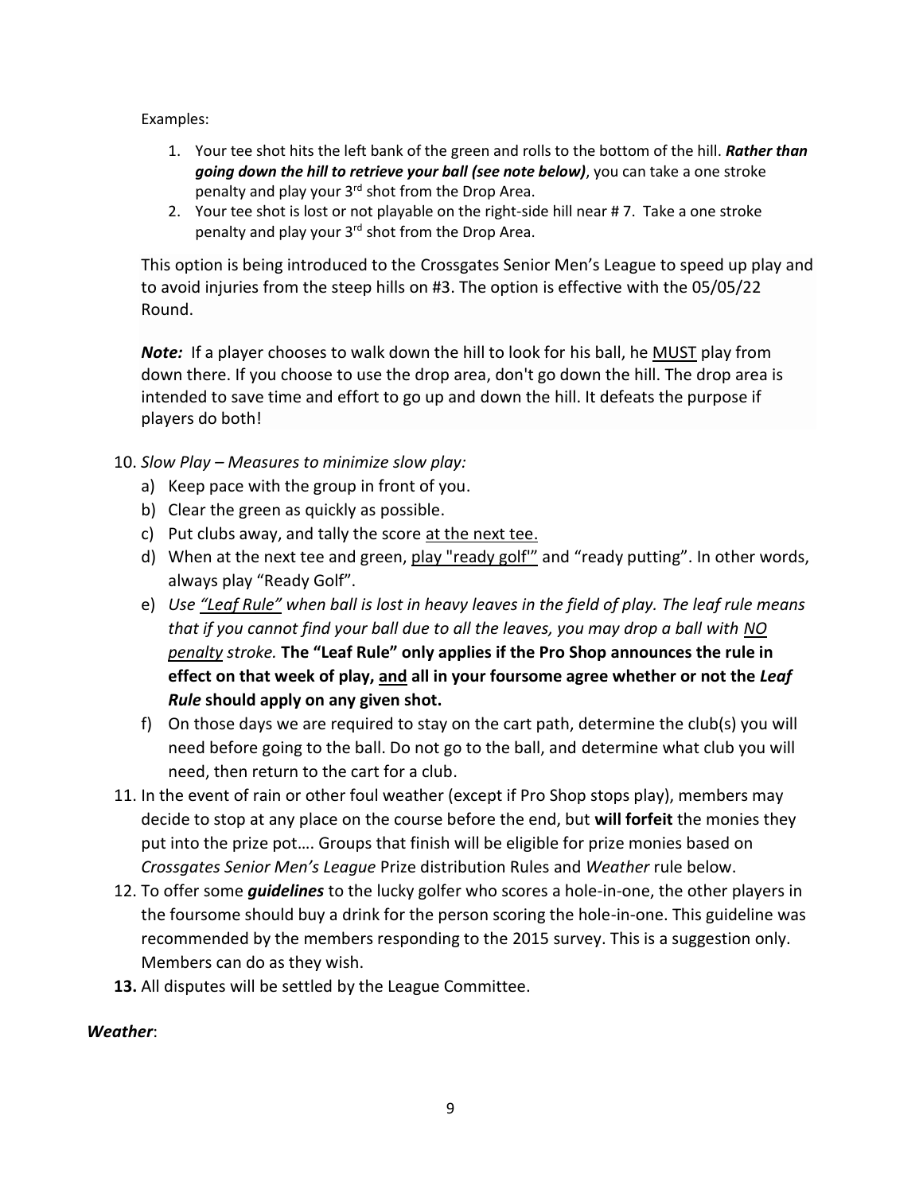Examples:

1. Your tee shot hits the left bank of the green and rolls to the bottom of the hill. ***Rather than going down the hill to retrieve your ball (see note below)***, you can take a one stroke penalty and play your 3rd shot from the Drop Area.
2. Your tee shot is lost or not playable on the right-side hill near # 7. Take a one stroke penalty and play your 3rd shot from the Drop Area.

This option is being introduced to the Crossgates Senior Men's League to speed up play and to avoid injuries from the steep hills on #3. The option is effective with the 05/05/22 Round.

***Note:*** If a player chooses to walk down the hill to look for his ball, he <u>MUST</u> play from down there. If you choose to use the drop area, don't go down the hill. The drop area is intended to save time and effort to go up and down the hill. It defeats the purpose if players do both!

10. *Slow Play – Measures to minimize slow play:*
    a) Keep pace with the group in front of you.
    b) Clear the green as quickly as possible.
    c) Put clubs away, and tally the score <u>at the next tee.</u>
    d) When at the next tee and green, <u>play "ready golf'"</u> and "ready putting". In other words, always play "Ready Golf".
    e) *Use <u>"Leaf Rule"</u> when ball is lost in heavy leaves in the field of play. The leaf rule means that if you cannot find your ball due to all the leaves, you may drop a ball with <u>NO penalty</u> stroke.* **The "Leaf Rule" only applies if the Pro Shop announces the rule in effect on that week of play, <u>and</u> all in your foursome agree whether or not the *Leaf Rule* should apply on any given shot.**
    f) On those days we are required to stay on the cart path, determine the club(s) you will need before going to the ball. Do not go to the ball, and determine what club you will need, then return to the cart for a club.
11. In the event of rain or other foul weather (except if Pro Shop stops play), members may decide to stop at any place on the course before the end, but **will forfeit** the monies they put into the prize pot…. Groups that finish will be eligible for prize monies based on *Crossgates Senior Men's League* Prize distribution Rules and *Weather* rule below.
12. To offer some ***guidelines*** to the lucky golfer who scores a hole-in-one, the other players in the foursome should buy a drink for the person scoring the hole-in-one. This guideline was recommended by the members responding to the 2015 survey. This is a suggestion only. Members can do as they wish.
13. All disputes will be settled by the League Committee.

***Weather***: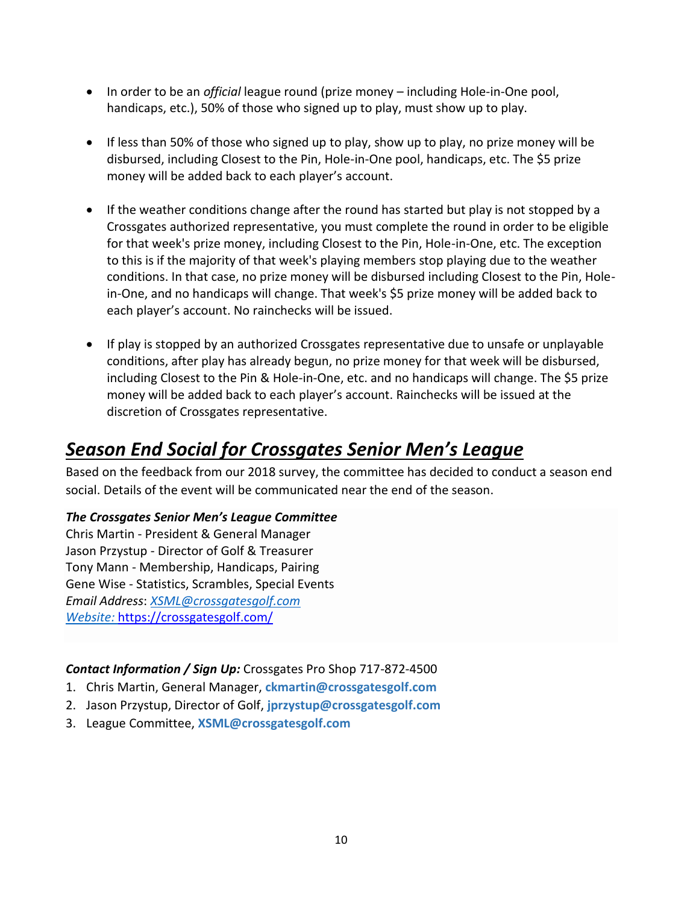- In order to be an *official* league round (prize money – including Hole-in-One pool, handicaps, etc.), 50% of those who signed up to play, must show up to play.

- If less than 50% of those who signed up to play, show up to play, no prize money will be disbursed, including Closest to the Pin, Hole-in-One pool, handicaps, etc. The $5 prize money will be added back to each player's account.

- If the weather conditions change after the round has started but play is not stopped by a Crossgates authorized representative, you must complete the round in order to be eligible for that week's prize money, including Closest to the Pin, Hole-in-One, etc. The exception to this is if the majority of that week's playing members stop playing due to the weather conditions. In that case, no prize money will be disbursed including Closest to the Pin, Hole-in-One, and no handicaps will change. That week's $5 prize money will be added back to each player's account. No rainchecks will be issued.

- If play is stopped by an authorized Crossgates representative due to unsafe or unplayable conditions, after play has already begun, no prize money for that week will be disbursed, including Closest to the Pin & Hole-in-One, etc. and no handicaps will change. The $5 prize money will be added back to each player's account. Rainchecks will be issued at the discretion of Crossgates representative.

## ***Season End Social for Crossgates Senior Men's League***

Based on the feedback from our 2018 survey, the committee has decided to conduct a season end social. Details of the event will be communicated near the end of the season.

***The Crossgates Senior Men's League Committee***
Chris Martin - President & General Manager
Jason Przystup - Director of Golf & Treasurer
Tony Mann - Membership, Handicaps, Pairing
Gene Wise - Statistics, Scrambles, Special Events
*Email Address*: *XSML@crossgatesgolf.com*
*Website:* https://crossgatesgolf.com/

***Contact Information / Sign Up:*** Crossgates Pro Shop 717-872-4500

1. Chris Martin, General Manager, **ckmartin@crossgatesgolf.com**
2. Jason Przystup, Director of Golf, **jprzystup@crossgatesgolf.com**
3. League Committee, **XSML@crossgatesgolf.com**